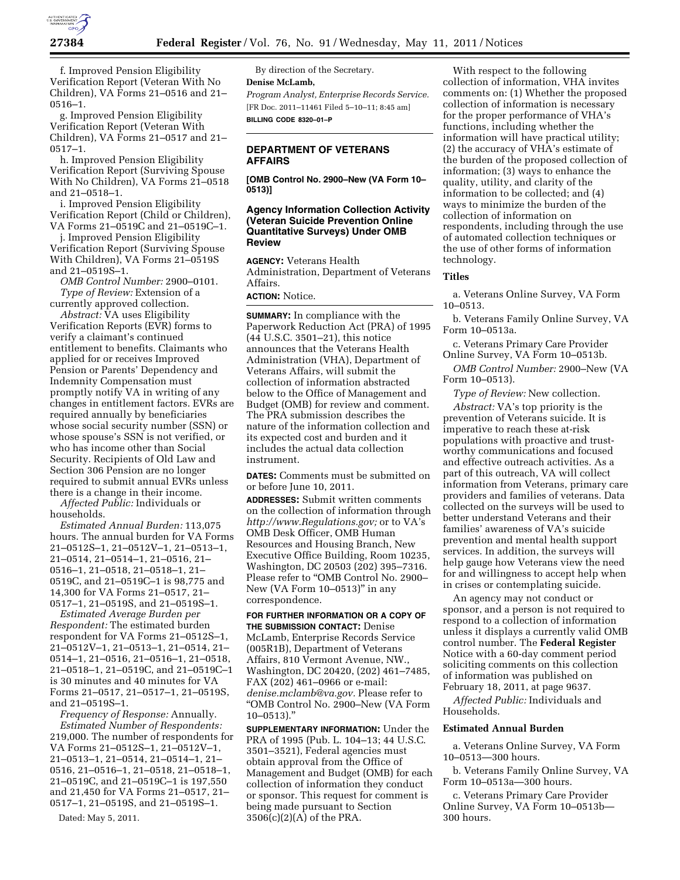f. Improved Pension Eligibility Verification Report (Veteran With No Children), VA Forms 21–0516 and 21–0516–1.

g. Improved Pension Eligibility Verification Report (Veteran With Children), VA Forms 21–0517 and 21–0517–1.

h. Improved Pension Eligibility Verification Report (Surviving Spouse With No Children), VA Forms 21–0518 and 21–0518–1.

i. Improved Pension Eligibility Verification Report (Child or Children), VA Forms 21–0519C and 21–0519C–1.

j. Improved Pension Eligibility Verification Report (Surviving Spouse With Children), VA Forms 21–0519S and 21–0519S–1.

*OMB Control Number:* 2900–0101.

*Type of Review:* Extension of a currently approved collection.

*Abstract:* VA uses Eligibility Verification Reports (EVR) forms to verify a claimant's continued entitlement to benefits. Claimants who applied for or receives Improved Pension or Parents' Dependency and Indemnity Compensation must promptly notify VA in writing of any changes in entitlement factors. EVRs are required annually by beneficiaries whose social security number (SSN) or whose spouse's SSN is not verified, or who has income other than Social Security. Recipients of Old Law and Section 306 Pension are no longer required to submit annual EVRs unless there is a change in their income.

*Affected Public:* Individuals or households.

*Estimated Annual Burden:* 113,075 hours. The annual burden for VA Forms 21–0512S–1, 21–0512V–1, 21–0513–1, 21–0514, 21–0514–1, 21–0516, 21–0516–1, 21–0518, 21–0518–1, 21–0519C, and 21–0519C–1 is 98,775 and 14,300 for VA Forms 21–0517, 21–0517–1, 21–0519S, and 21–0519S–1.

*Estimated Average Burden per Respondent:* The estimated burden respondent for VA Forms 21–0512S–1, 21–0512V–1, 21–0513–1, 21–0514, 21–0514–1, 21–0516, 21–0516–1, 21–0518, 21–0518–1, 21–0519C, and 21–0519C–1 is 30 minutes and 40 minutes for VA Forms 21–0517, 21–0517–1, 21–0519S, and 21–0519S–1.

*Frequency of Response:* Annually.

*Estimated Number of Respondents:* 219,000. The number of respondents for VA Forms 21–0512S–1, 21–0512V–1, 21–0513–1, 21–0514, 21–0514–1, 21–0516, 21–0516–1, 21–0518, 21–0518–1, 21–0519C, and 21–0519C–1 is 197,550 and 21,450 for VA Forms 21–0517, 21–0517–1, 21–0519S, and 21–0519S–1.

Dated: May 5, 2011.

By direction of the Secretary.

**Denise McLamb,**

*Program Analyst, Enterprise Records Service.*

[FR Doc. 2011–11461 Filed 5–10–11; 8:45 am]

**BILLING CODE 8320–01–P**

## DEPARTMENT OF VETERANS AFFAIRS

**[OMB Control No. 2900–New (VA Form 10–0513)]**

### Agency Information Collection Activity (Veteran Suicide Prevention Online Quantitative Surveys) Under OMB Review

**AGENCY:** Veterans Health Administration, Department of Veterans Affairs.

**ACTION:** Notice.

**SUMMARY:** In compliance with the Paperwork Reduction Act (PRA) of 1995 (44 U.S.C. 3501–21), this notice announces that the Veterans Health Administration (VHA), Department of Veterans Affairs, will submit the collection of information abstracted below to the Office of Management and Budget (OMB) for review and comment. The PRA submission describes the nature of the information collection and its expected cost and burden and it includes the actual data collection instrument.

**DATES:** Comments must be submitted on or before June 10, 2011.

**ADDRESSES:** Submit written comments on the collection of information through *http://www.Regulations.gov;* or to VA's OMB Desk Officer, OMB Human Resources and Housing Branch, New Executive Office Building, Room 10235, Washington, DC 20503 (202) 395–7316. Please refer to "OMB Control No. 2900–New (VA Form 10–0513)" in any correspondence.

**FOR FURTHER INFORMATION OR A COPY OF THE SUBMISSION CONTACT:** Denise McLamb, Enterprise Records Service (005R1B), Department of Veterans Affairs, 810 Vermont Avenue, NW., Washington, DC 20420, (202) 461–7485, FAX (202) 461–0966 or e-mail: *denise.mclamb@va.gov.* Please refer to "OMB Control No. 2900–New (VA Form 10–0513)."

**SUPPLEMENTARY INFORMATION:** Under the PRA of 1995 (Pub. L. 104–13; 44 U.S.C. 3501–3521), Federal agencies must obtain approval from the Office of Management and Budget (OMB) for each collection of information they conduct or sponsor. This request for comment is being made pursuant to Section 3506(c)(2)(A) of the PRA.

With respect to the following collection of information, VHA invites comments on: (1) Whether the proposed collection of information is necessary for the proper performance of VHA's functions, including whether the information will have practical utility; (2) the accuracy of VHA's estimate of the burden of the proposed collection of information; (3) ways to enhance the quality, utility, and clarity of the information to be collected; and (4) ways to minimize the burden of the collection of information on respondents, including through the use of automated collection techniques or the use of other forms of information technology.

**Titles**

a. Veterans Online Survey, VA Form 10–0513.

b. Veterans Family Online Survey, VA Form 10–0513a.

c. Veterans Primary Care Provider Online Survey, VA Form 10–0513b.

*OMB Control Number:* 2900–New (VA Form 10–0513).

*Type of Review:* New collection.

*Abstract:* VA's top priority is the prevention of Veterans suicide. It is imperative to reach these at-risk populations with proactive and trust-worthy communications and focused and effective outreach activities. As a part of this outreach, VA will collect information from Veterans, primary care providers and families of veterans. Data collected on the surveys will be used to better understand Veterans and their families' awareness of VA's suicide prevention and mental health support services. In addition, the surveys will help gauge how Veterans view the need for and willingness to accept help when in crises or contemplating suicide.

An agency may not conduct or sponsor, and a person is not required to respond to a collection of information unless it displays a currently valid OMB control number. The **Federal Register** Notice with a 60-day comment period soliciting comments on this collection of information was published on February 18, 2011, at page 9637.

*Affected Public:* Individuals and Households.

**Estimated Annual Burden**

a. Veterans Online Survey, VA Form 10–0513—300 hours.

b. Veterans Family Online Survey, VA Form 10–0513a—300 hours.

c. Veterans Primary Care Provider Online Survey, VA Form 10–0513b—300 hours.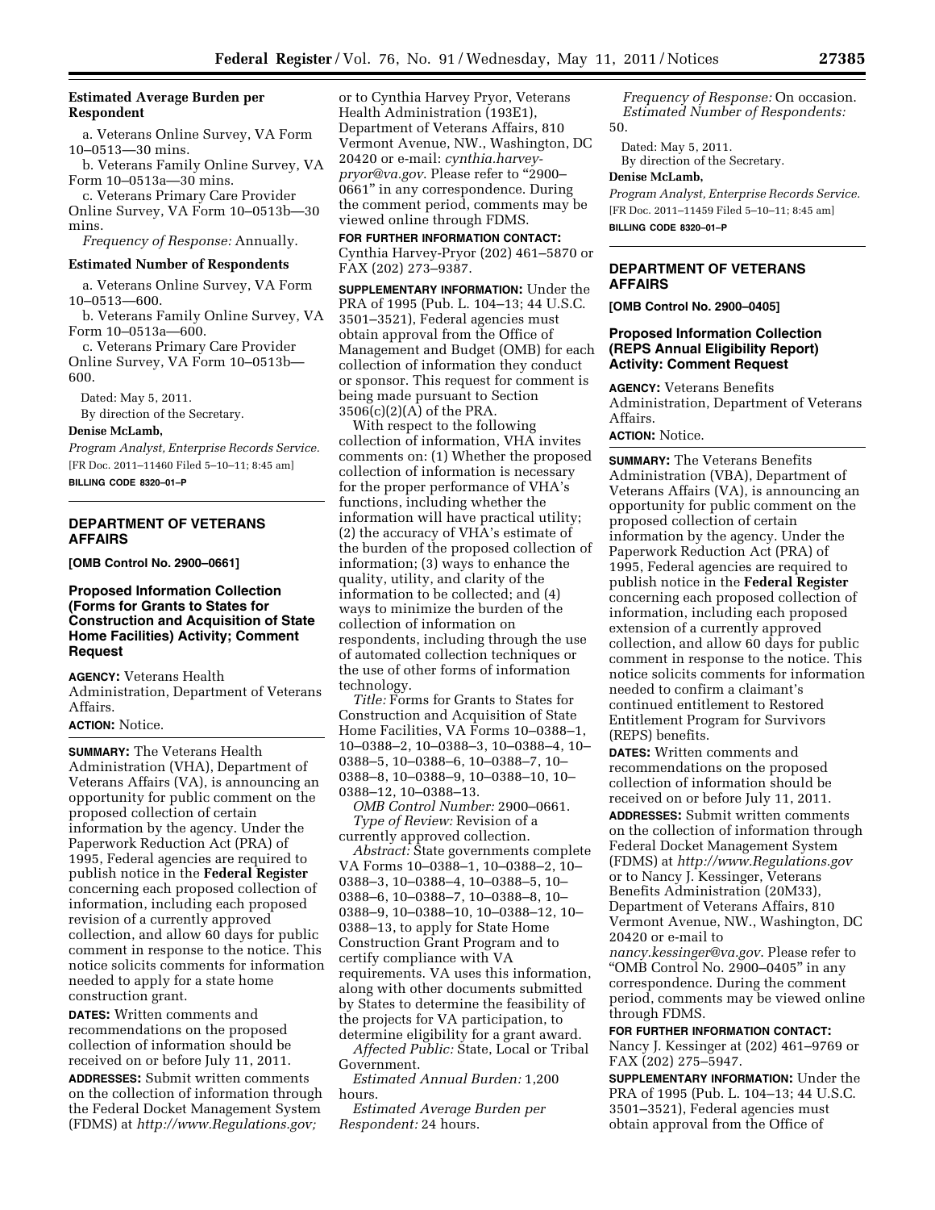**Estimated Average Burden per Respondent**

a. Veterans Online Survey, VA Form 10–0513—30 mins.

b. Veterans Family Online Survey, VA Form 10–0513a—30 mins.

c. Veterans Primary Care Provider Online Survey, VA Form 10–0513b—30 mins.

*Frequency of Response:* Annually.

**Estimated Number of Respondents**

a. Veterans Online Survey, VA Form 10–0513—600.

b. Veterans Family Online Survey, VA Form 10–0513a—600.

c. Veterans Primary Care Provider Online Survey, VA Form 10–0513b—600.

Dated: May 5, 2011.

By direction of the Secretary.

**Denise McLamb,**

*Program Analyst, Enterprise Records Service.*

[FR Doc. 2011–11460 Filed 5–10–11; 8:45 am]

**BILLING CODE 8320–01–P**

## DEPARTMENT OF VETERANS AFFAIRS

**[OMB Control No. 2900–0661]**

### Proposed Information Collection (Forms for Grants to States for Construction and Acquisition of State Home Facilities) Activity; Comment Request

**AGENCY:** Veterans Health Administration, Department of Veterans Affairs.

**ACTION:** Notice.

**SUMMARY:** The Veterans Health Administration (VHA), Department of Veterans Affairs (VA), is announcing an opportunity for public comment on the proposed collection of certain information by the agency. Under the Paperwork Reduction Act (PRA) of 1995, Federal agencies are required to publish notice in the **Federal Register** concerning each proposed collection of information, including each proposed revision of a currently approved collection, and allow 60 days for public comment in response to the notice. This notice solicits comments for information needed to apply for a state home construction grant.

**DATES:** Written comments and recommendations on the proposed collection of information should be received on or before July 11, 2011.

**ADDRESSES:** Submit written comments on the collection of information through the Federal Docket Management System (FDMS) at *http://www.Regulations.gov;* or to Cynthia Harvey Pryor, Veterans Health Administration (193E1), Department of Veterans Affairs, 810 Vermont Avenue, NW., Washington, DC 20420 or e-mail: *cynthia.harvey-pryor@va.gov*. Please refer to "2900–0661" in any correspondence. During the comment period, comments may be viewed online through FDMS.

**FOR FURTHER INFORMATION CONTACT:** Cynthia Harvey-Pryor (202) 461–5870 or FAX (202) 273–9387.

**SUPPLEMENTARY INFORMATION:** Under the PRA of 1995 (Pub. L. 104–13; 44 U.S.C. 3501–3521), Federal agencies must obtain approval from the Office of Management and Budget (OMB) for each collection of information they conduct or sponsor. This request for comment is being made pursuant to Section 3506(c)(2)(A) of the PRA.

With respect to the following collection of information, VHA invites comments on: (1) Whether the proposed collection of information is necessary for the proper performance of VHA's functions, including whether the information will have practical utility; (2) the accuracy of VHA's estimate of the burden of the proposed collection of information; (3) ways to enhance the quality, utility, and clarity of the information to be collected; and (4) ways to minimize the burden of the collection of information on respondents, including through the use of automated collection techniques or the use of other forms of information technology.

*Title:* Forms for Grants to States for Construction and Acquisition of State Home Facilities, VA Forms 10–0388–1, 10–0388–2, 10–0388–3, 10–0388–4, 10–0388–5, 10–0388–6, 10–0388–7, 10–0388–8, 10–0388–9, 10–0388–10, 10–0388–12, 10–0388–13.

*OMB Control Number:* 2900–0661.

*Type of Review:* Revision of a currently approved collection.

*Abstract:* State governments complete VA Forms 10–0388–1, 10–0388–2, 10–0388–3, 10–0388–4, 10–0388–5, 10–0388–6, 10–0388–7, 10–0388–8, 10–0388–9, 10–0388–10, 10–0388–12, 10–0388–13, to apply for State Home Construction Grant Program and to certify compliance with VA requirements. VA uses this information, along with other documents submitted by States to determine the feasibility of the projects for VA participation, to determine eligibility for a grant award.

*Affected Public:* State, Local or Tribal Government.

*Estimated Annual Burden:* 1,200 hours.

*Estimated Average Burden per Respondent:* 24 hours.

*Frequency of Response:* On occasion.

*Estimated Number of Respondents:* 50.

Dated: May 5, 2011.

By direction of the Secretary.

**Denise McLamb,**

*Program Analyst, Enterprise Records Service.*

[FR Doc. 2011–11459 Filed 5–10–11; 8:45 am]

**BILLING CODE 8320–01–P**

## DEPARTMENT OF VETERANS AFFAIRS

**[OMB Control No. 2900–0405]**

### Proposed Information Collection (REPS Annual Eligibility Report) Activity: Comment Request

**AGENCY:** Veterans Benefits Administration, Department of Veterans Affairs.

**ACTION:** Notice.

**SUMMARY:** The Veterans Benefits Administration (VBA), Department of Veterans Affairs (VA), is announcing an opportunity for public comment on the proposed collection of certain information by the agency. Under the Paperwork Reduction Act (PRA) of 1995, Federal agencies are required to publish notice in the **Federal Register** concerning each proposed collection of information, including each proposed extension of a currently approved collection, and allow 60 days for public comment in response to the notice. This notice solicits comments for information needed to confirm a claimant's continued entitlement to Restored Entitlement Program for Survivors (REPS) benefits.

**DATES:** Written comments and recommendations on the proposed collection of information should be received on or before July 11, 2011.

**ADDRESSES:** Submit written comments on the collection of information through Federal Docket Management System (FDMS) at *http://www.Regulations.gov* or to Nancy J. Kessinger, Veterans Benefits Administration (20M33), Department of Veterans Affairs, 810 Vermont Avenue, NW., Washington, DC 20420 or e-mail to *nancy.kessinger@va.gov*. Please refer to "OMB Control No. 2900–0405" in any correspondence. During the comment period, comments may be viewed online through FDMS.

**FOR FURTHER INFORMATION CONTACT:** Nancy J. Kessinger at (202) 461–9769 or FAX (202) 275–5947.

**SUPPLEMENTARY INFORMATION:** Under the PRA of 1995 (Pub. L. 104–13; 44 U.S.C. 3501–3521), Federal agencies must obtain approval from the Office of